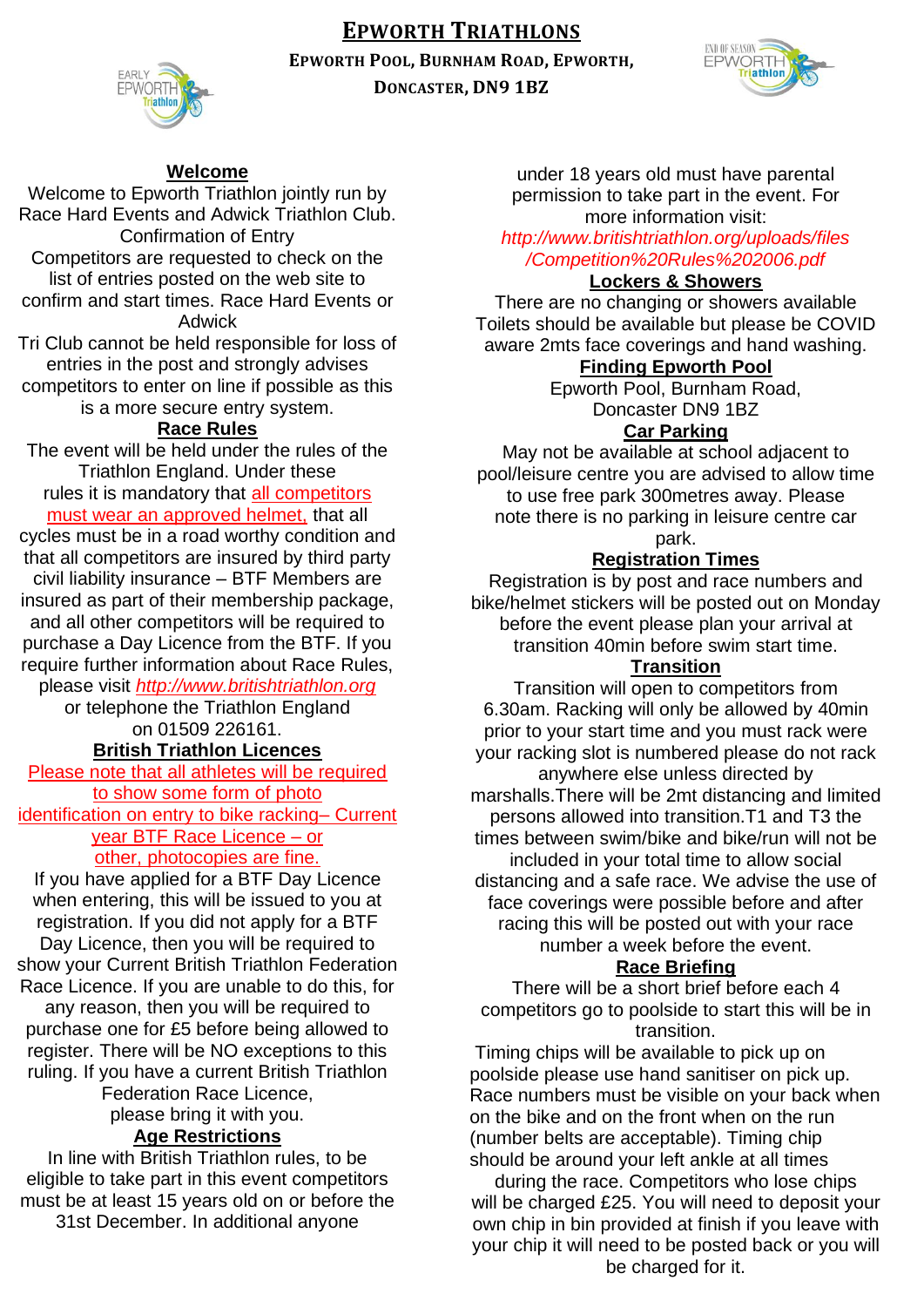# EPWORTH TRIATHLONS

**EPWORTH POOL, BURNHAM ROAD, EPWORTH, DONCASTER, DN9 1BZ**

## Welcome

Welcome to Epworth Triathlon jointly run by Race Hard Events and Adwick Triathlon Club.

Confirmation of Entry

Competitors are requested to check on the list of entries posted on the web site to confirm and start times. Race Hard Events or Adwick Tri Club cannot be held responsible for loss of entries in the post and strongly advises competitors to enter on line if possible as this is a more secure entry system.

## Race Rules

The event will be held under the rules of the Triathlon England. Under these rules it is mandatory that all competitors must wear an approved helmet, that all cycles must be in a road worthy condition and that all competitors are insured by third party civil liability insurance – BTF Members are insured as part of their membership package, and all other competitors will be required to purchase a Day Licence from the BTF. If you require further information about Race Rules, please visit *http://www.britishtriathlon.org* or telephone the Triathlon England on 01509 226161.

## British Triathlon Licences

Please note that all athletes will be required to show some form of photo identification on entry to bike racking– Current year BTF Race Licence – or other, photocopies are fine.

If you have applied for a BTF Day Licence when entering, this will be issued to you at registration. If you did not apply for a BTF Day Licence, then you will be required to show your Current British Triathlon Federation Race Licence. If you are unable to do this, for any reason, then you will be required to purchase one for £5 before being allowed to register. There will be NO exceptions to this ruling. If you have a current British Triathlon Federation Race Licence, please bring it with you.

## Age Restrictions

In line with British Triathlon rules, to be eligible to take part in this event competitors must be at least 15 years old on or before the 31st December. In additional anyone under 18 years old must have parental permission to take part in the event. For more information visit: *http://www.britishtriathlon.org/uploads/files/Competition%20Rules%202006.pdf*

## Lockers & Showers

There are no changing or showers available Toilets should be available but please be COVID aware 2mts face coverings and hand washing.

## Finding Epworth Pool

Epworth Pool, Burnham Road, Doncaster DN9 1BZ

## Car Parking

May not be available at school adjacent to pool/leisure centre you are advised to allow time to use free park 300metres away. Please note there is no parking in leisure centre car park.

## Registration Times

Registration is by post and race numbers and bike/helmet stickers will be posted out on Monday before the event please plan your arrival at transition 40min before swim start time.

## Transition

Transition will open to competitors from 6.30am. Racking will only be allowed by 40min prior to your start time and you must rack were your racking slot is numbered please do not rack anywhere else unless directed by marshalls.There will be 2mt distancing and limited persons allowed into transition.T1 and T3 the times between swim/bike and bike/run will not be included in your total time to allow social distancing and a safe race. We advise the use of face coverings were possible before and after racing this will be posted out with your race number a week before the event.

## Race Briefing

There will be a short brief before each 4 competitors go to poolside to start this will be in transition.

Timing chips will be available to pick up on poolside please use hand sanitiser on pick up. Race numbers must be visible on your back when on the bike and on the front when on the run (number belts are acceptable). Timing chip should be around your left ankle at all times during the race. Competitors who lose chips will be charged £25. You will need to deposit your own chip in bin provided at finish if you leave with your chip it will need to be posted back or you will be charged for it.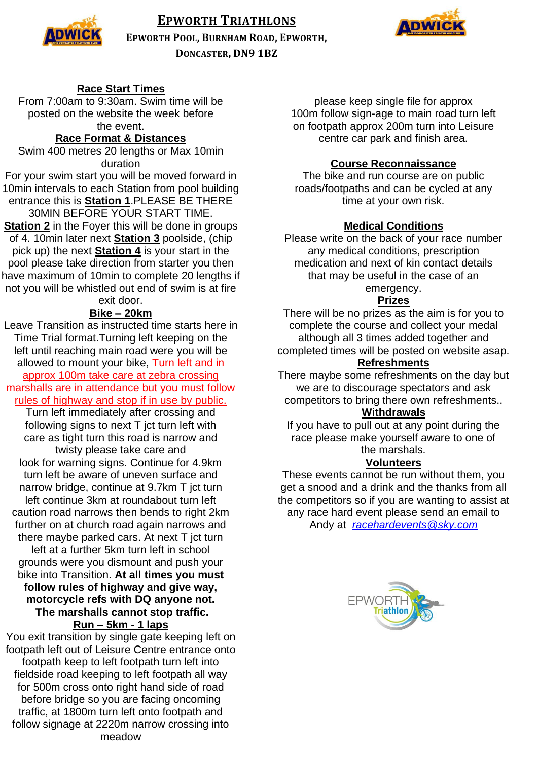# EPWORTH TRIATHLONS

**EPWORTH POOL, BURNHAM ROAD, EPWORTH, DONCASTER, DN9 1BZ**

## Race Start Times

From 7:00am to 9:30am. Swim time will be posted on the website the week before the event.

## Race Format & Distances

Swim 400 metres 20 lengths or Max 10min duration

For your swim start you will be moved forward in 10min intervals to each Station from pool building entrance this is **Station 1**.PLEASE BE THERE 30MIN BEFORE YOUR START TIME. **Station 2** in the Foyer this will be done in groups of 4. 10min later next **Station 3** poolside, (chip pick up) the next **Station 4** is your start in the pool please take direction from starter you then have maximum of 10min to complete 20 lengths if not you will be whistled out end of swim is at fire exit door.

## Bike – 20km

Leave Transition as instructed time starts here in Time Trial format.Turning left keeping on the left until reaching main road were you will be allowed to mount your bike, Turn left and in approx 100m take care at zebra crossing marshalls are in attendance but you must follow rules of highway and stop if in use by public. Turn left immediately after crossing and following signs to next T jct turn left with care as tight turn this road is narrow and twisty please take care and look for warning signs. Continue for 4.9km turn left be aware of uneven surface and narrow bridge, continue at 9.7km T jct turn left continue 3km at roundabout turn left caution road narrows then bends to right 2km further on at church road again narrows and there maybe parked cars. At next T jct turn left at a further 5km turn left in school grounds were you dismount and push your bike into Transition. **At all times you must follow rules of highway and give way, motorcycle refs with DQ anyone not. The marshalls cannot stop traffic.**

## Run – 5km - 1 laps

You exit transition by single gate keeping left on footpath left out of Leisure Centre entrance onto footpath keep to left footpath turn left into fieldside road keeping to left footpath all way for 500m cross onto right hand side of road before bridge so you are facing oncoming traffic, at 1800m turn left onto footpath and follow signage at 2220m narrow crossing into meadow please keep single file for approx 100m follow sign-age to main road turn left on footpath approx 200m turn into Leisure centre car park and finish area.

## Course Reconnaissance

The bike and run course are on public roads/footpaths and can be cycled at any time at your own risk.

## Medical Conditions

Please write on the back of your race number any medical conditions, prescription medication and next of kin contact details that may be useful in the case of an emergency.

## Prizes

There will be no prizes as the aim is for you to complete the course and collect your medal although all 3 times added together and completed times will be posted on website asap.

## Refreshments

There maybe some refreshments on the day but we are to discourage spectators and ask competitors to bring there own refreshments..

## Withdrawals

If you have to pull out at any point during the race please make yourself aware to one of the marshals.

## Volunteers

These events cannot be run without them, you get a snood and a drink and the thanks from all the competitors so if you are wanting to assist at any race hard event please send an email to Andy at *racehardevents@sky.com*